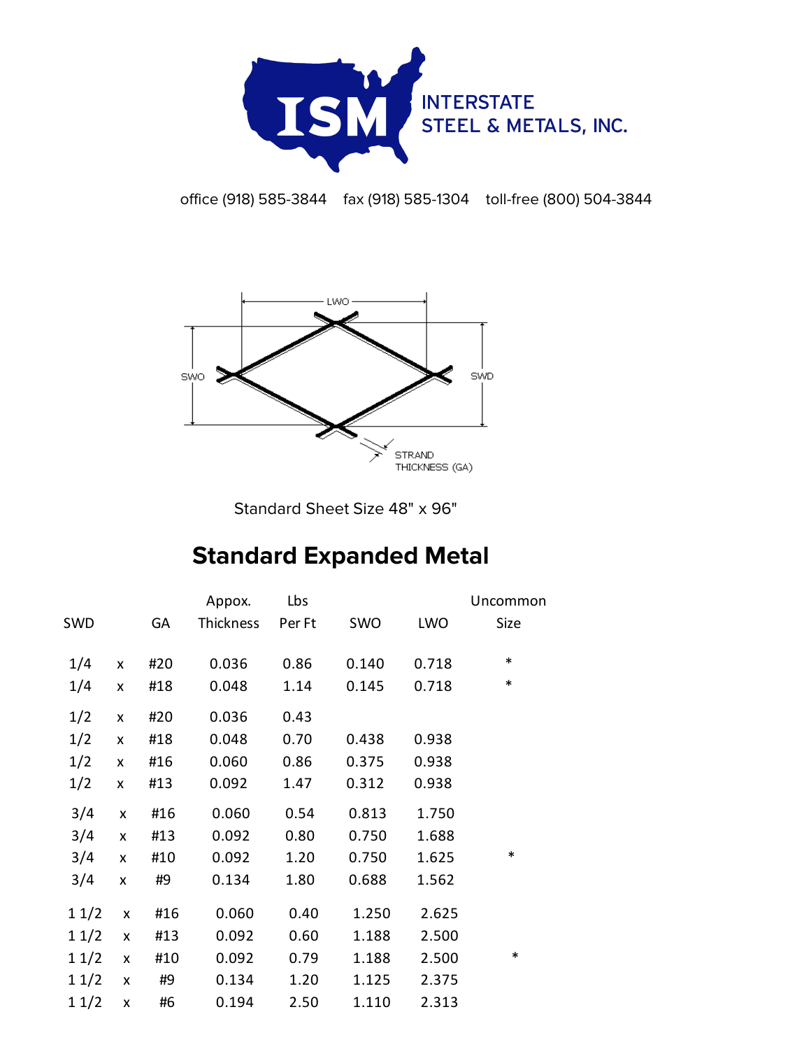INTERSTATE STEEL & METALS, INC.

office (918) 585-3844    fax (918) 585-1304    toll-free (800) 504-3844

LWO

SWO

SWD

STRAND THICKNESS (GA)

Standard Sheet Size 48" x 96"

# Standard Expanded Metal

| SWD | | GA | Appox. Thickness | Lbs Per Ft | SWO | LWO | Uncommon Size |
|---|---|---|---|---|---|---|---|
| 1/4 | x | #20 | 0.036 | 0.86 | 0.140 | 0.718 | * |
| 1/4 | x | #18 | 0.048 | 1.14 | 0.145 | 0.718 | * |
| 1/2 | x | #20 | 0.036 | 0.43 | | | |
| 1/2 | x | #18 | 0.048 | 0.70 | 0.438 | 0.938 | |
| 1/2 | x | #16 | 0.060 | 0.86 | 0.375 | 0.938 | |
| 1/2 | x | #13 | 0.092 | 1.47 | 0.312 | 0.938 | |
| 3/4 | x | #16 | 0.060 | 0.54 | 0.813 | 1.750 | |
| 3/4 | x | #13 | 0.092 | 0.80 | 0.750 | 1.688 | |
| 3/4 | x | #10 | 0.092 | 1.20 | 0.750 | 1.625 | * |
| 3/4 | x | #9 | 0.134 | 1.80 | 0.688 | 1.562 | |
| 1 1/2 | x | #16 | 0.060 | 0.40 | 1.250 | 2.625 | |
| 1 1/2 | x | #13 | 0.092 | 0.60 | 1.188 | 2.500 | |
| 1 1/2 | x | #10 | 0.092 | 0.79 | 1.188 | 2.500 | * |
| 1 1/2 | x | #9 | 0.134 | 1.20 | 1.125 | 2.375 | |
| 1 1/2 | x | #6 | 0.194 | 2.50 | 1.110 | 2.313 | |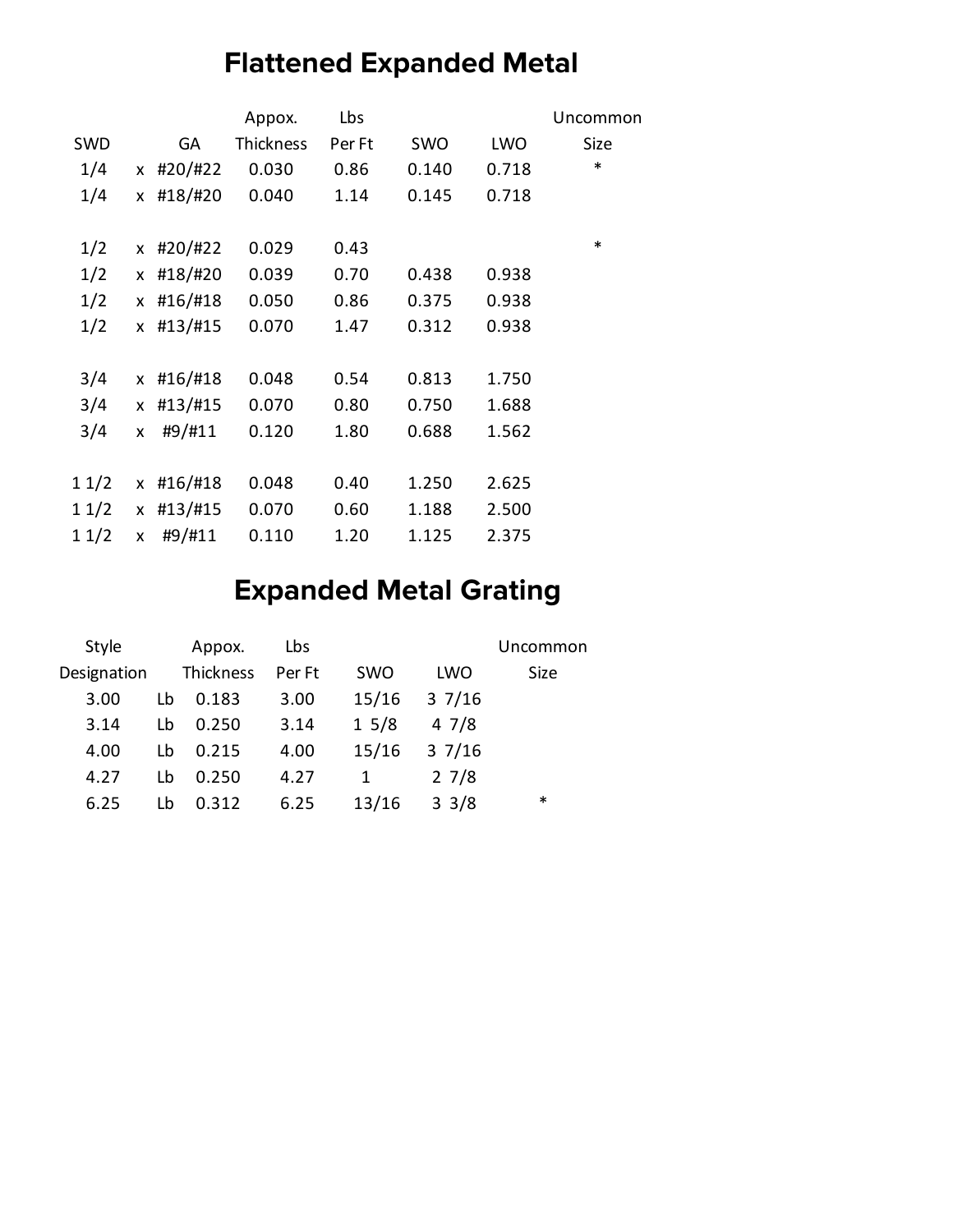# Flattened Expanded Metal

| SWD | | GA | Appox. Thickness | Lbs Per Ft | SWO | LWO | Uncommon Size |
|---|---|---|---|---|---|---|---|
| 1/4 | x | #20/#22 | 0.030 | 0.86 | 0.140 | 0.718 | * |
| 1/4 | x | #18/#20 | 0.040 | 1.14 | 0.145 | 0.718 | |
| | | | | | | | |
| 1/2 | x | #20/#22 | 0.029 | 0.43 | | | * |
| 1/2 | x | #18/#20 | 0.039 | 0.70 | 0.438 | 0.938 | |
| 1/2 | x | #16/#18 | 0.050 | 0.86 | 0.375 | 0.938 | |
| 1/2 | x | #13/#15 | 0.070 | 1.47 | 0.312 | 0.938 | |
| | | | | | | | |
| 3/4 | x | #16/#18 | 0.048 | 0.54 | 0.813 | 1.750 | |
| 3/4 | x | #13/#15 | 0.070 | 0.80 | 0.750 | 1.688 | |
| 3/4 | x | #9/#11 | 0.120 | 1.80 | 0.688 | 1.562 | |
| | | | | | | | |
| 1 1/2 | x | #16/#18 | 0.048 | 0.40 | 1.250 | 2.625 | |
| 1 1/2 | x | #13/#15 | 0.070 | 0.60 | 1.188 | 2.500 | |
| 1 1/2 | x | #9/#11 | 0.110 | 1.20 | 1.125 | 2.375 | |

# Expanded Metal Grating

| Style Designation | | Appox. Thickness | Lbs Per Ft | SWO | LWO | Uncommon Size |
|---|---|---|---|---|---|---|
| 3.00 | Lb | 0.183 | 3.00 | 15/16 | 3 7/16 | |
| 3.14 | Lb | 0.250 | 3.14 | 1 5/8 | 4 7/8 | |
| 4.00 | Lb | 0.215 | 4.00 | 15/16 | 3 7/16 | |
| 4.27 | Lb | 0.250 | 4.27 | 1 | 2 7/8 | |
| 6.25 | Lb | 0.312 | 6.25 | 13/16 | 3 3/8 | * |